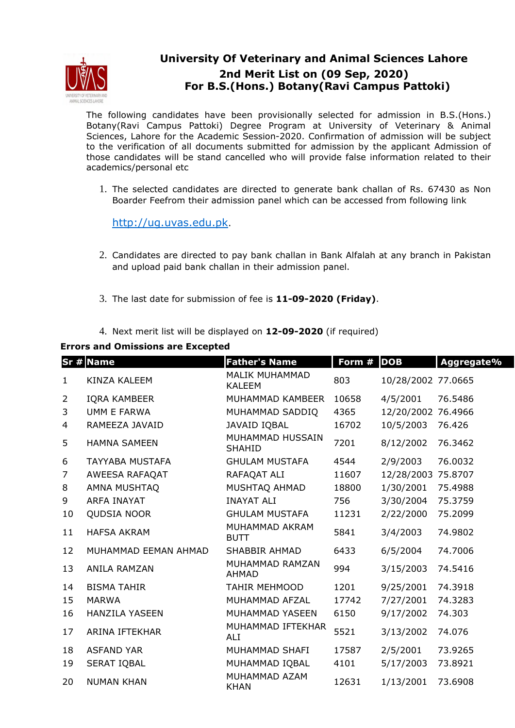# University Of Veterinary and Animal Sciences Lahore

## 2nd Merit List on (09 Sep, 2020)

## For B.S.(Hons.) Botany(Ravi Campus Pattoki)

The following candidates have been provisionally selected for admission in B.S.(Hons.) Botany(Ravi Campus Pattoki) Degree Program at University of Veterinary & Animal Sciences, Lahore for the Academic Session-2020. Confirmation of admission will be subject to the verification of all documents submitted for admission by the applicant Admission of those candidates will be stand cancelled who will provide false information related to their academics/personal etc

1. The selected candidates are directed to generate bank challan of Rs. 67430 as Non Boarder Feefrom their admission panel which can be accessed from following link

   http://ug.uvas.edu.pk.

2. Candidates are directed to pay bank challan in Bank Alfalah at any branch in Pakistan and upload paid bank challan in their admission panel.

3. The last date for submission of fee is **11-09-2020 (Friday)**.

4. Next merit list will be displayed on **12-09-2020** (if required)

**Errors and Omissions are Excepted**

| Sr # | Name | Father's Name | Form # | DOB | Aggregate% |
|---|---|---|---|---|---|
| 1 | KINZA KALEEM | MALIK MUHAMMAD KALEEM | 803 | 10/28/2002 | 77.0665 |
| 2 | IQRA KAMBEER | MUHAMMAD KAMBEER | 10658 | 4/5/2001 | 76.5486 |
| 3 | UMM E FARWA | MUHAMMAD SADDIQ | 4365 | 12/20/2002 | 76.4966 |
| 4 | RAMEEZA JAVAID | JAVAID IQBAL | 16702 | 10/5/2003 | 76.426 |
| 5 | HAMNA SAMEEN | MUHAMMAD HUSSAIN SHAHID | 7201 | 8/12/2002 | 76.3462 |
| 6 | TAYYABA MUSTAFA | GHULAM MUSTAFA | 4544 | 2/9/2003 | 76.0032 |
| 7 | AWEESA RAFAQAT | RAFAQAT ALI | 11607 | 12/28/2003 | 75.8707 |
| 8 | AMNA MUSHTAQ | MUSHTAQ AHMAD | 18800 | 1/30/2001 | 75.4988 |
| 9 | ARFA INAYAT | INAYAT ALI | 756 | 3/30/2004 | 75.3759 |
| 10 | QUDSIA NOOR | GHULAM MUSTAFA | 11231 | 2/22/2000 | 75.2099 |
| 11 | HAFSA AKRAM | MUHAMMAD AKRAM BUTT | 5841 | 3/4/2003 | 74.9802 |
| 12 | MUHAMMAD EEMAN AHMAD | SHABBIR AHMAD | 6433 | 6/5/2004 | 74.7006 |
| 13 | ANILA RAMZAN | MUHAMMAD RAMZAN AHMAD | 994 | 3/15/2003 | 74.5416 |
| 14 | BISMA TAHIR | TAHIR MEHMOOD | 1201 | 9/25/2001 | 74.3918 |
| 15 | MARWA | MUHAMMAD AFZAL | 17742 | 7/27/2001 | 74.3283 |
| 16 | HANZILA YASEEN | MUHAMMAD YASEEN | 6150 | 9/17/2002 | 74.303 |
| 17 | ARINA IFTEKHAR | MUHAMMAD IFTEKHAR ALI | 5521 | 3/13/2002 | 74.076 |
| 18 | ASFAND YAR | MUHAMMAD SHAFI | 17587 | 2/5/2001 | 73.9265 |
| 19 | SERAT IQBAL | MUHAMMAD IQBAL | 4101 | 5/17/2003 | 73.8921 |
| 20 | NUMAN KHAN | MUHAMMAD AZAM KHAN | 12631 | 1/13/2001 | 73.6908 |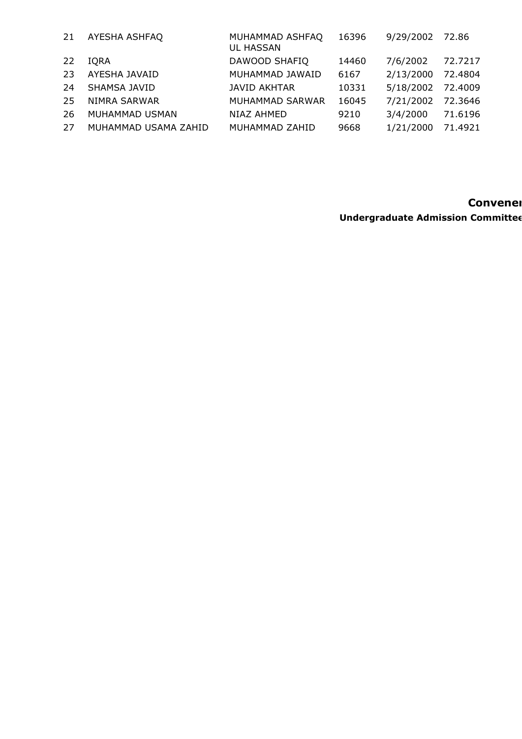| | | | | | |
|---|---|---|---|---|---|
| 21 | AYESHA ASHFAQ | MUHAMMAD ASHFAQ UL HASSAN | 16396 | 9/29/2002 | 72.86 |
| 22 | IQRA | DAWOOD SHAFIQ | 14460 | 7/6/2002 | 72.7217 |
| 23 | AYESHA JAVAID | MUHAMMAD JAWAID | 6167 | 2/13/2000 | 72.4804 |
| 24 | SHAMSA JAVID | JAVID AKHTAR | 10331 | 5/18/2002 | 72.4009 |
| 25 | NIMRA SARWAR | MUHAMMAD SARWAR | 16045 | 7/21/2002 | 72.3646 |
| 26 | MUHAMMAD USMAN | NIAZ AHMED | 9210 | 3/4/2000 | 71.6196 |
| 27 | MUHAMMAD USAMA ZAHID | MUHAMMAD ZAHID | 9668 | 1/21/2000 | 71.4921 |

**Convener**

**Undergraduate Admission Committee**